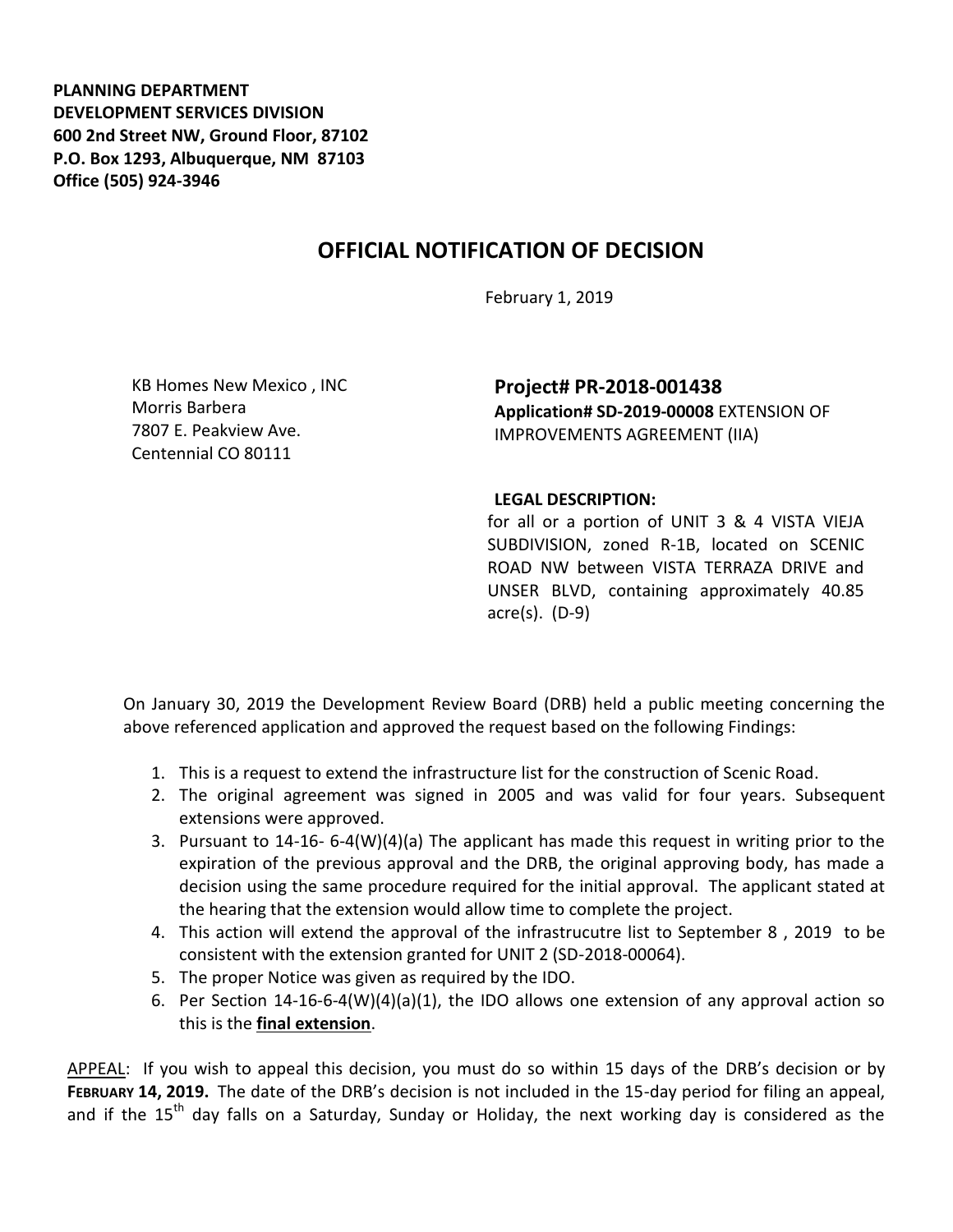**PLANNING DEPARTMENT**
**DEVELOPMENT SERVICES DIVISION**
**600 2nd Street NW, Ground Floor, 87102**
**P.O. Box 1293, Albuquerque, NM 87103**
**Office (505) 924-3946**

# OFFICIAL NOTIFICATION OF DECISION

February 1, 2019

KB Homes New Mexico , INC
Morris Barbera
7807 E. Peakview Ave.
Centennial CO 80111

## Project# PR-2018-001438

**Application# SD-2019-00008** EXTENSION OF IMPROVEMENTS AGREEMENT (IIA)

**LEGAL DESCRIPTION:**
for all or a portion of UNIT 3 & 4 VISTA VIEJA SUBDIVISION, zoned R-1B, located on SCENIC ROAD NW between VISTA TERRAZA DRIVE and UNSER BLVD, containing approximately 40.85 acre(s). (D-9)

On January 30, 2019 the Development Review Board (DRB) held a public meeting concerning the above referenced application and approved the request based on the following Findings:

1. This is a request to extend the infrastructure list for the construction of Scenic Road.
2. The original agreement was signed in 2005 and was valid for four years. Subsequent extensions were approved.
3. Pursuant to 14-16- 6-4(W)(4)(a) The applicant has made this request in writing prior to the expiration of the previous approval and the DRB, the original approving body, has made a decision using the same procedure required for the initial approval. The applicant stated at the hearing that the extension would allow time to complete the project.
4. This action will extend the approval of the infrastrucutre list to September 8 , 2019 to be consistent with the extension granted for UNIT 2 (SD-2018-00064).
5. The proper Notice was given as required by the IDO.
6. Per Section 14-16-6-4(W)(4)(a)(1), the IDO allows one extension of any approval action so this is the **final extension**.

APPEAL: If you wish to appeal this decision, you must do so within 15 days of the DRB's decision or by **FEBRUARY 14, 2019.** The date of the DRB's decision is not included in the 15-day period for filing an appeal, and if the 15th day falls on a Saturday, Sunday or Holiday, the next working day is considered as the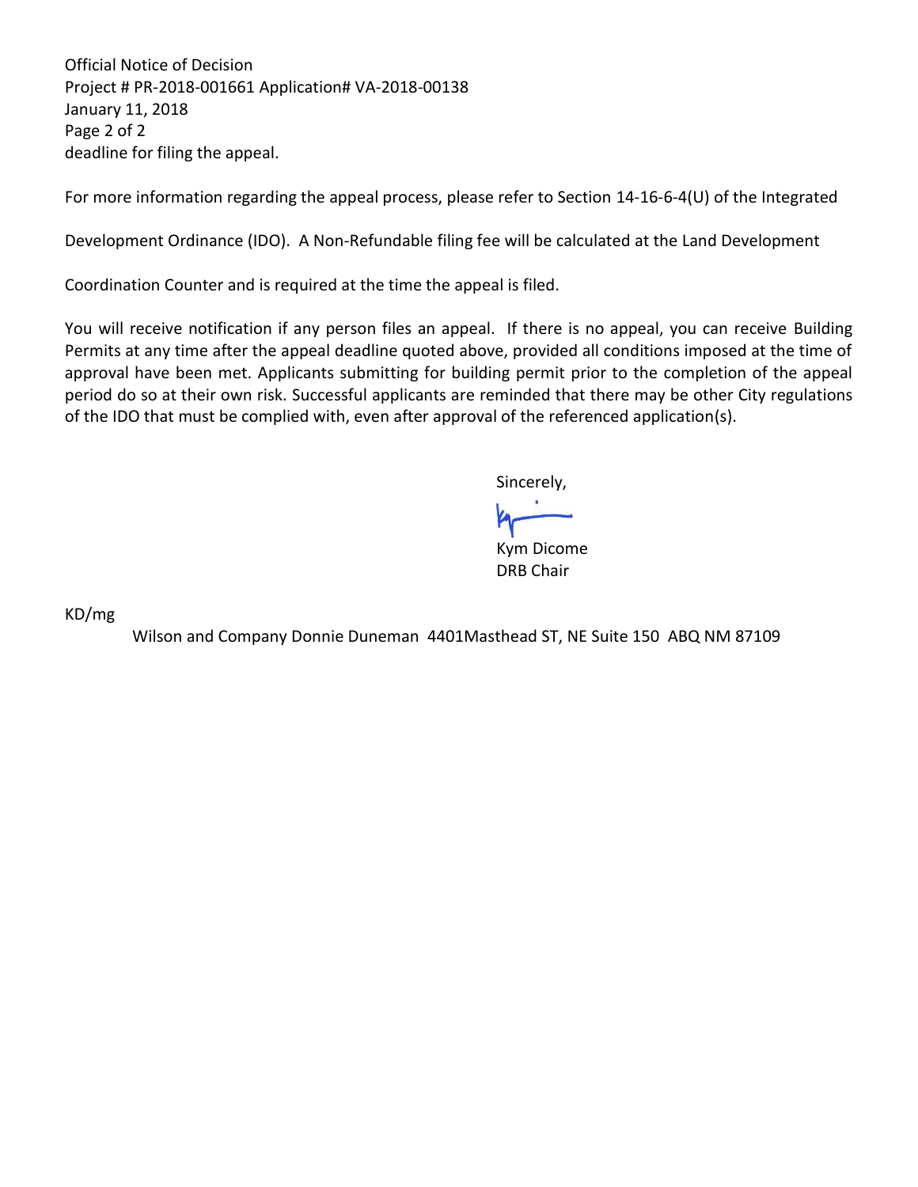deadline for filing the appeal.

For more information regarding the appeal process, please refer to Section 14-16-6-4(U) of the Integrated Development Ordinance (IDO). A Non-Refundable filing fee will be calculated at the Land Development Coordination Counter and is required at the time the appeal is filed.

You will receive notification if any person files an appeal. If there is no appeal, you can receive Building Permits at any time after the appeal deadline quoted above, provided all conditions imposed at the time of approval have been met. Applicants submitting for building permit prior to the completion of the appeal period do so at their own risk. Successful applicants are reminded that there may be other City regulations of the IDO that must be complied with, even after approval of the referenced application(s).

Sincerely,

Kym Dicome
DRB Chair

KD/mg

Wilson and Company Donnie Duneman 4401Masthead ST, NE Suite 150 ABQ NM 87109